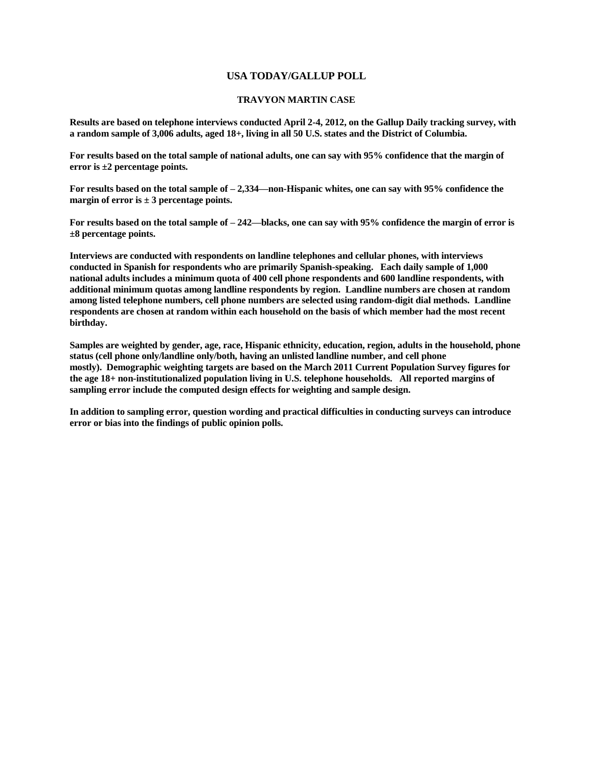# USA TODAY/GALLUP POLL

## TRAVYON MARTIN CASE

**Results are based on telephone interviews conducted April 2-4, 2012, on the Gallup Daily tracking survey, with a random sample of 3,006 adults, aged 18+, living in all 50 U.S. states and the District of Columbia.**

**For results based on the total sample of national adults, one can say with 95% confidence that the margin of error is ±2 percentage points.**

**For results based on the total sample of – 2,334—non-Hispanic whites, one can say with 95% confidence the margin of error is ± 3 percentage points.**

**For results based on the total sample of – 242—blacks, one can say with 95% confidence the margin of error is ±8 percentage points.**

**Interviews are conducted with respondents on landline telephones and cellular phones, with interviews conducted in Spanish for respondents who are primarily Spanish-speaking. Each daily sample of 1,000 national adults includes a minimum quota of 400 cell phone respondents and 600 landline respondents, with additional minimum quotas among landline respondents by region. Landline numbers are chosen at random among listed telephone numbers, cell phone numbers are selected using random-digit dial methods. Landline respondents are chosen at random within each household on the basis of which member had the most recent birthday.**

**Samples are weighted by gender, age, race, Hispanic ethnicity, education, region, adults in the household, phone status (cell phone only/landline only/both, having an unlisted landline number, and cell phone mostly). Demographic weighting targets are based on the March 2011 Current Population Survey figures for the age 18+ non-institutionalized population living in U.S. telephone households. All reported margins of sampling error include the computed design effects for weighting and sample design.**

**In addition to sampling error, question wording and practical difficulties in conducting surveys can introduce error or bias into the findings of public opinion polls.**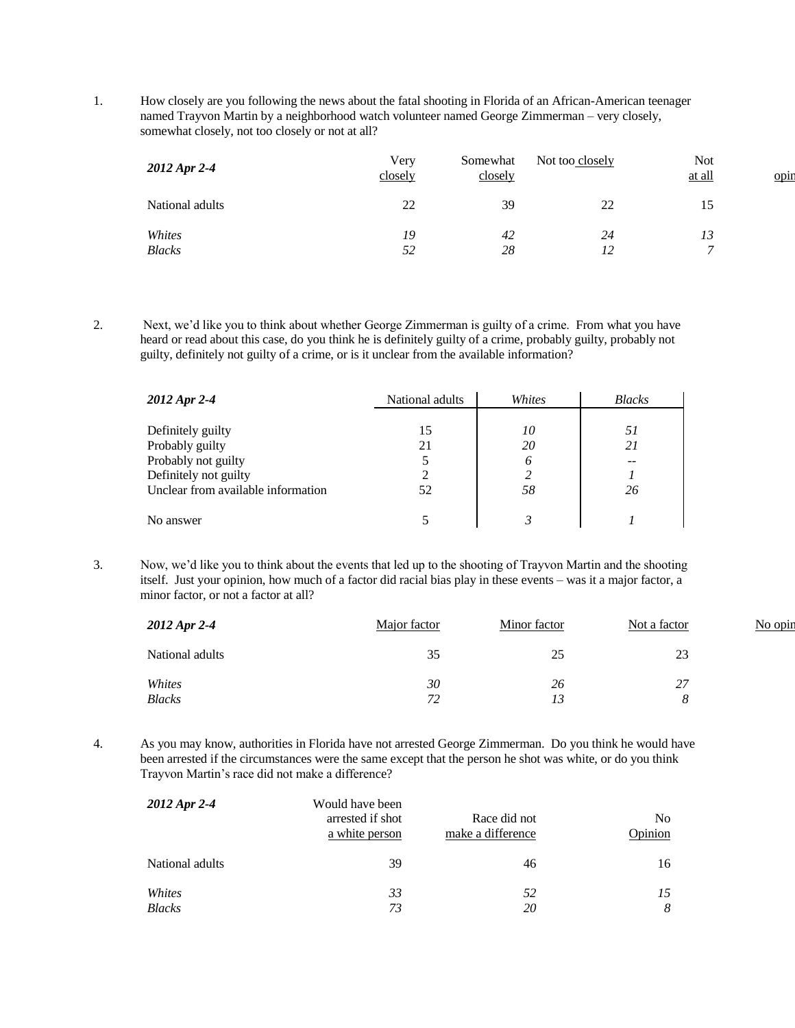1. How closely are you following the news about the fatal shooting in Florida of an African-American teenager named Trayvon Martin by a neighborhood watch volunteer named George Zimmerman – very closely, somewhat closely, not too closely or not at all?

| *2012 Apr 2-4* | Very closely | Somewhat closely | Not too closely | Not at all | opin |
|---|---|---|---|---|---|
| National adults | 22 | 39 | 22 | 15 | |
| *Whites* | *19* | *42* | *24* | *13* | |
| *Blacks* | *52* | *28* | *12* | *7* | |

2. Next, we'd like you to think about whether George Zimmerman is guilty of a crime. From what you have heard or read about this case, do you think he is definitely guilty of a crime, probably guilty, probably not guilty, definitely not guilty of a crime, or is it unclear from the available information?

| *2012 Apr 2-4* | National adults | *Whites* | *Blacks* |
|---|---|---|---|
| Definitely guilty | 15 | *10* | *51* |
| Probably guilty | 21 | *20* | *21* |
| Probably not guilty | 5 | *6* | -- |
| Definitely not guilty | 2 | *2* | *1* |
| Unclear from available information | 52 | *58* | *26* |
| No answer | 5 | *3* | *1* |

3. Now, we'd like you to think about the events that led up to the shooting of Trayvon Martin and the shooting itself. Just your opinion, how much of a factor did racial bias play in these events – was it a major factor, a minor factor, or not a factor at all?

| *2012 Apr 2-4* | Major factor | Minor factor | Not a factor | No opin |
|---|---|---|---|---|
| National adults | 35 | 25 | 23 | |
| *Whites* | *30* | *26* | *27* | |
| *Blacks* | *72* | *13* | *8* | |

4. As you may know, authorities in Florida have not arrested George Zimmerman. Do you think he would have been arrested if the circumstances were the same except that the person he shot was white, or do you think Trayvon Martin's race did not make a difference?

| *2012 Apr 2-4* | Would have been arrested if shot a white person | Race did not make a difference | No Opinion |
|---|---|---|---|
| National adults | 39 | 46 | 16 |
| *Whites* | *33* | *52* | *15* |
| *Blacks* | *73* | *20* | *8* |